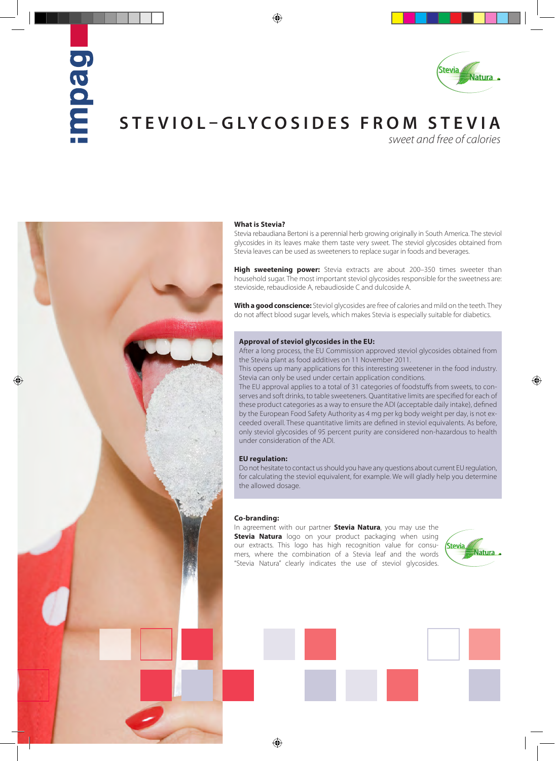# STEVIOL–GLYCOSIDES FROM STEVIA

*sweet and free of calories*

**What is Stevia?**
Stevia rebaudiana Bertoni is a perennial herb growing originally in South America. The steviol glycosides in its leaves make them taste very sweet. The steviol glycosides obtained from Stevia leaves can be used as sweeteners to replace sugar in foods and beverages.

**High sweetening power:** Stevia extracts are about 200–350 times sweeter than household sugar. The most important steviol glycosides responsible for the sweetness are: stevioside, rebaudioside A, rebaudioside C and dulcoside A.

**With a good conscience:** Steviol glycosides are free of calories and mild on the teeth. They do not affect blood sugar levels, which makes Stevia is especially suitable for diabetics.

**Approval of steviol glycosides in the EU:**
After a long process, the EU Commission approved steviol glycosides obtained from the Stevia plant as food additives on 11 November 2011.
This opens up many applications for this interesting sweetener in the food industry. Stevia can only be used under certain application conditions.
The EU approval applies to a total of 31 categories of foodstuffs from sweets, to conserves and soft drinks, to table sweeteners. Quantitative limits are specified for each of these product categories as a way to ensure the ADI (acceptable daily intake), defined by the European Food Safety Authority as 4 mg per kg body weight per day, is not exceeded overall. These quantitative limits are defined in steviol equivalents. As before, only steviol glycosides of 95 percent purity are considered non-hazardous to health under consideration of the ADI.

**EU regulation:**
Do not hesitate to contact us should you have any questions about current EU regulation, for calculating the steviol equivalent, for example. We will gladly help you determine the allowed dosage.

**Co-branding:**
In agreement with our partner **Stevia Natura**, you may use the **Stevia Natura** logo on your product packaging when using our extracts. This logo has high recognition value for consumers, where the combination of a Stevia leaf and the words "Stevia Natura" clearly indicates the use of steviol glycosides.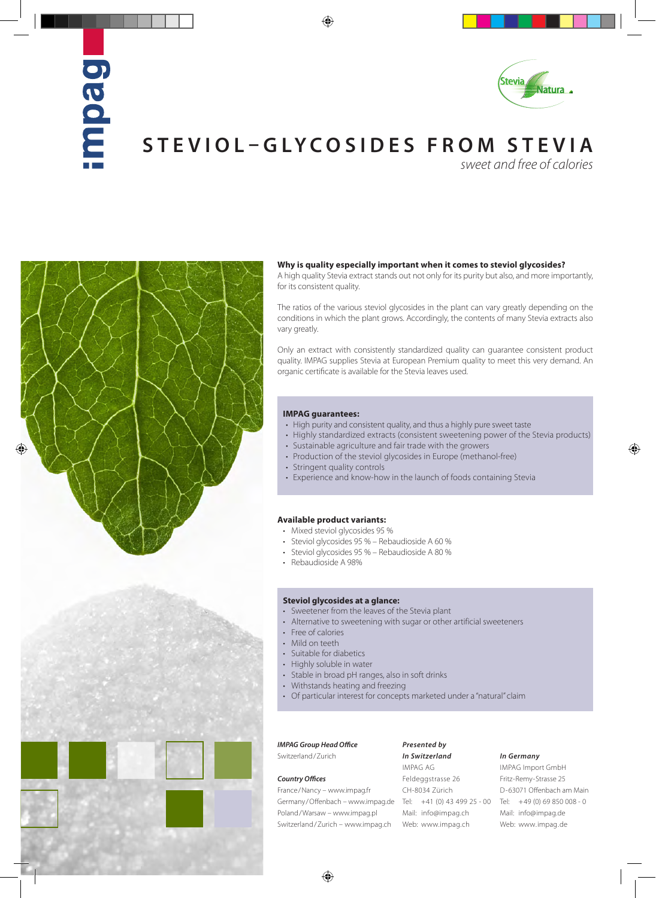impag

Stevia Natura

# STEVIOL–GLYCOSIDES FROM STEVIA

*sweet and free of calories*

**Why is quality especially important when it comes to steviol glycosides?**
A high quality Stevia extract stands out not only for its purity but also, and more importantly, for its consistent quality.

The ratios of the various steviol glycosides in the plant can vary greatly depending on the conditions in which the plant grows. Accordingly, the contents of many Stevia extracts also vary greatly.

Only an extract with consistently standardized quality can guarantee consistent product quality. IMPAG supplies Stevia at European Premium quality to meet this very demand. An organic certificate is available for the Stevia leaves used.

**IMPAG guarantees:**

- High purity and consistent quality, and thus a highly pure sweet taste
- Highly standardized extracts (consistent sweetening power of the Stevia products)
- Sustainable agriculture and fair trade with the growers
- Production of the steviol glycosides in Europe (methanol-free)
- Stringent quality controls
- Experience and know-how in the launch of foods containing Stevia

**Available product variants:**

- Mixed steviol glycosides 95 %
- Steviol glycosides 95 % – Rebaudioside A 60 %
- Steviol glycosides 95 % – Rebaudioside A 80 %
- Rebaudioside A 98%

**Steviol glycosides at a glance:**

- Sweetener from the leaves of the Stevia plant
- Alternative to sweetening with sugar or other artificial sweeteners
- Free of calories
- Mild on teeth
- Suitable for diabetics
- Highly soluble in water
- Stable in broad pH ranges, also in soft drinks
- Withstands heating and freezing
- Of particular interest for concepts marketed under a "natural" claim

***IMPAG Group Head Office***
Switzerland/Zurich

***Country Offices***
France/Nancy – www.impag.fr
Germany/Offenbach – www.impag.de
Poland/Warsaw – www.impag.pl
Switzerland/Zurich – www.impag.ch

***Presented by***

***In Switzerland***
IMPAG AG
Feldeggstrasse 26
CH-8034 Zürich
Tel: +41 (0) 43 499 25 - 00
Mail: info@impag.ch
Web: www.impag.ch

***In Germany***
IMPAG Import GmbH
Fritz-Remy-Strasse 25
D-63071 Offenbach am Main
Tel: +49 (0) 69 850 008 - 0
Mail: info@impag.de
Web: www.impag.de